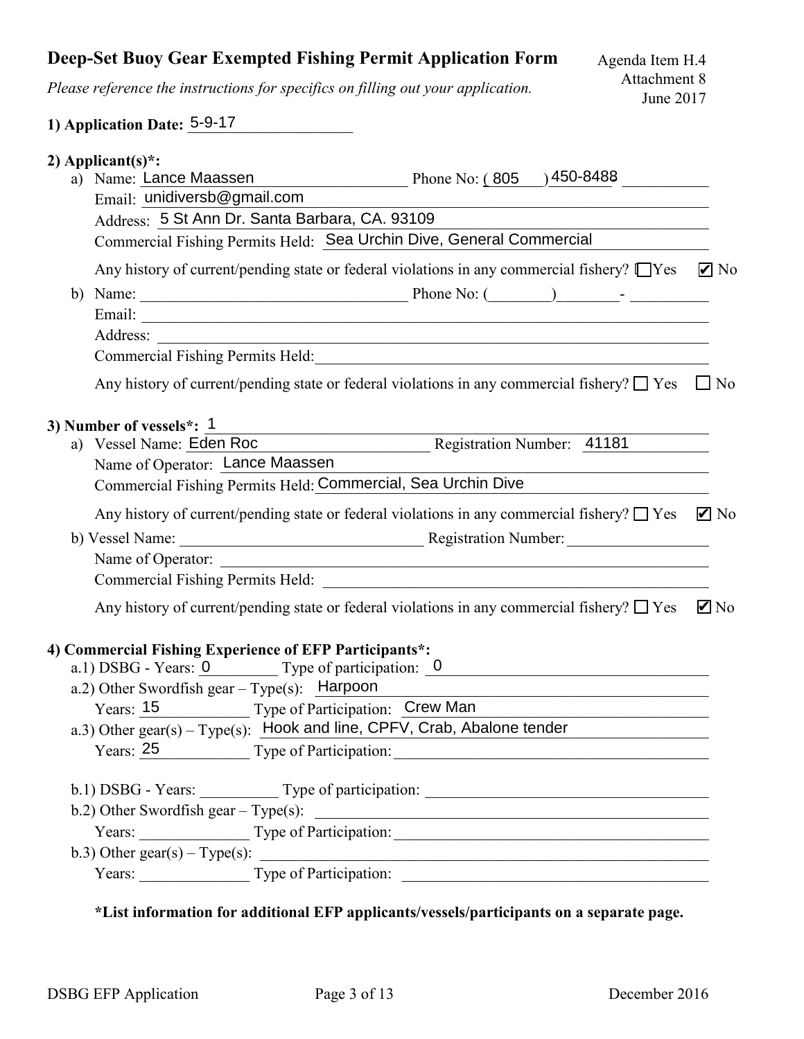# Deep-Set Buoy Gear Exempted Fishing Permit Application Form

Agenda Item H.4
Attachment 8
June 2017

*Please reference the instructions for specifics on filling out your application.*

**1) Application Date:** 5-9-17

**2) Applicant(s)*:**

a) Name: Lance Maassen Phone No: (805) 450-8488
Email: unidiversb@gmail.com
Address: 5 St Ann Dr. Santa Barbara, CA. 93109
Commercial Fishing Permits Held: Sea Urchin Dive, General Commercial

Any history of current/pending state or federal violations in any commercial fishery? ☐ Yes ☑ No

b) Name: ______ Phone No: (____)____-______
Email: ______
Address: ______
Commercial Fishing Permits Held: ______

Any history of current/pending state or federal violations in any commercial fishery? ☐ Yes ☐ No

**3) Number of vessels*:** 1

a) Vessel Name: Eden Roc Registration Number: 41181
Name of Operator: Lance Maassen
Commercial Fishing Permits Held: Commercial, Sea Urchin Dive

Any history of current/pending state or federal violations in any commercial fishery? ☐ Yes ☑ No

b) Vessel Name: ______ Registration Number: ______
Name of Operator: ______
Commercial Fishing Permits Held: ______

Any history of current/pending state or federal violations in any commercial fishery? ☐ Yes ☑ No

**4) Commercial Fishing Experience of EFP Participants*:**

a.1) DSBG - Years: 0 Type of participation: 0
a.2) Other Swordfish gear – Type(s): Harpoon
Years: 15 Type of Participation: Crew Man
a.3) Other gear(s) – Type(s): Hook and line, CPFV, Crab, Abalone tender
Years: 25 Type of Participation: ______

b.1) DSBG - Years: ______ Type of participation: ______
b.2) Other Swordfish gear – Type(s): ______
Years: ______ Type of Participation: ______
b.3) Other gear(s) – Type(s): ______
Years: ______ Type of Participation: ______

**\*List information for additional EFP applicants/vessels/participants on a separate page.**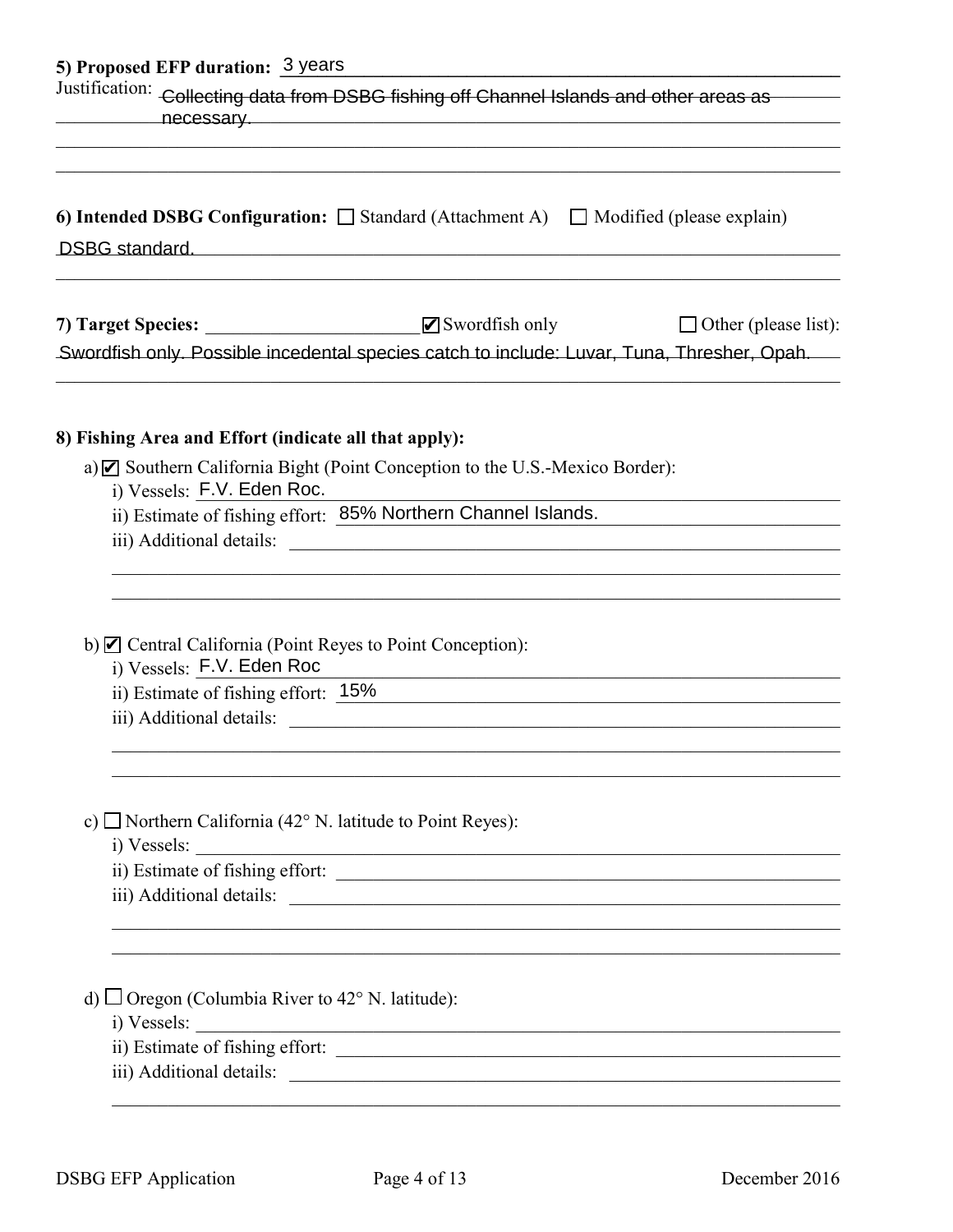**5) Proposed EFP duration:** 3 years

Justification: Collecting data from DSBG fishing off Channel Islands and other areas as necessary.

**6) Intended DSBG Configuration:** ☐ Standard (Attachment A) ☐ Modified (please explain)

DSBG standard.

**7) Target Species:** ☑ Swordfish only ☐ Other (please list):

Swordfish only. Possible incedental species catch to include: Luvar, Tuna, Thresher, Opah.

**8) Fishing Area and Effort (indicate all that apply):**

a) ☑ Southern California Bight (Point Conception to the U.S.-Mexico Border):
- i) Vessels: F.V. Eden Roc.
- ii) Estimate of fishing effort: 85% Northern Channel Islands.
- iii) Additional details:

b) ☑ Central California (Point Reyes to Point Conception):
- i) Vessels: F.V. Eden Roc
- ii) Estimate of fishing effort: 15%
- iii) Additional details:

c) ☐ Northern California (42° N. latitude to Point Reyes):
- i) Vessels:
- ii) Estimate of fishing effort:
- iii) Additional details:

d) ☐ Oregon (Columbia River to 42° N. latitude):
- i) Vessels:
- ii) Estimate of fishing effort:
- iii) Additional details: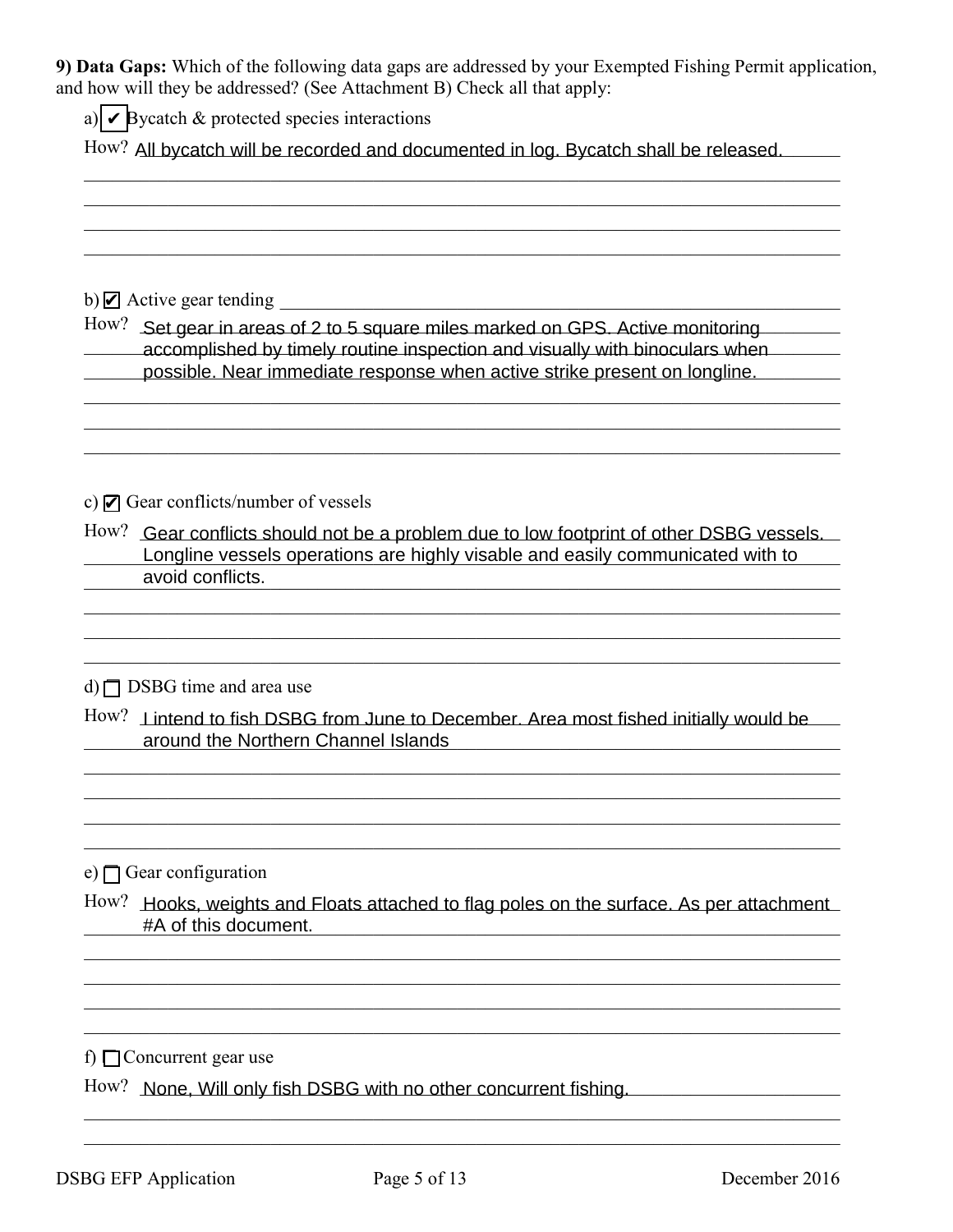**9) Data Gaps:** Which of the following data gaps are addressed by your Exempted Fishing Permit application, and how will they be addressed? (See Attachment B) Check all that apply:

a) ☑ Bycatch & protected species interactions

How? All bycatch will be recorded and documented in log. Bycatch shall be released.

b) ☑ Active gear tending

How? Set gear in areas of 2 to 5 square miles marked on GPS. Active monitoring accomplished by timely routine inspection and visually with binoculars when possible. Near immediate response when active strike present on longline.

c) ☑ Gear conflicts/number of vessels

How? Gear conflicts should not be a problem due to low footprint of other DSBG vessels. Longline vessels operations are highly visable and easily communicated with to avoid conflicts.

d) ☐ DSBG time and area use

How? I intend to fish DSBG from June to December. Area most fished initially would be around the Northern Channel Islands

e) ☐ Gear configuration

How? Hooks, weights and Floats attached to flag poles on the surface. As per attachment #A of this document.

f) ☐ Concurrent gear use

How? None, Will only fish DSBG with no other concurrent fishing.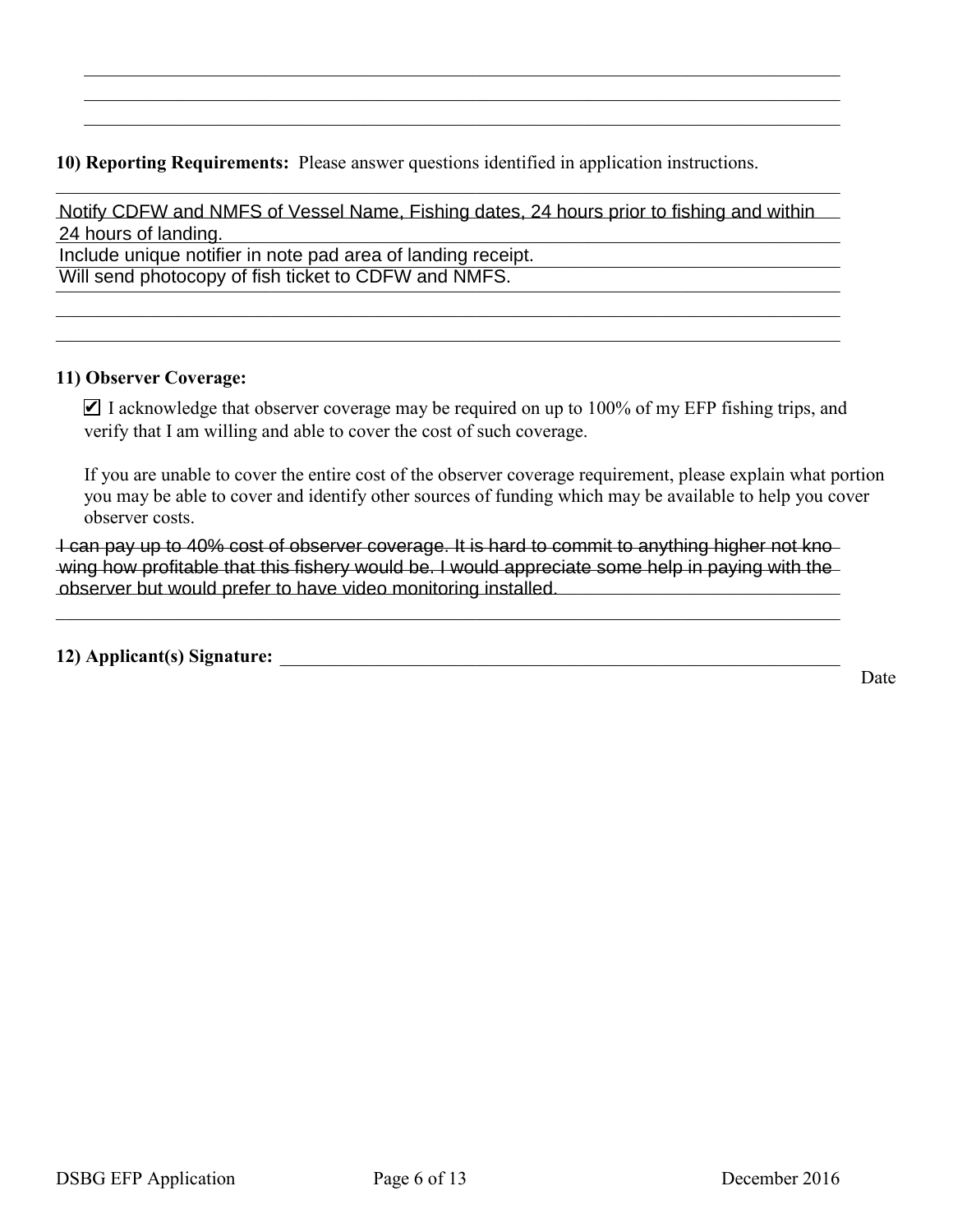**10) Reporting Requirements:** Please answer questions identified in application instructions.

Notify CDFW and NMFS of Vessel Name, Fishing dates, 24 hours prior to fishing and within 24 hours of landing.
Include unique notifier in note pad area of landing receipt.
Will send photocopy of fish ticket to CDFW and NMFS.

**11) Observer Coverage:**

✔ I acknowledge that observer coverage may be required on up to 100% of my EFP fishing trips, and verify that I am willing and able to cover the cost of such coverage.

If you are unable to cover the entire cost of the observer coverage requirement, please explain what portion you may be able to cover and identify other sources of funding which may be available to help you cover observer costs.

~~I can pay up to 40% cost of observer coverage. It is hard to commit to anything higher not knowing how profitable that this fishery would be. I would appreciate some help in paying with the observer but would prefer to have video monitoring installed.~~

**12) Applicant(s) Signature:** ____________________________________________

Date